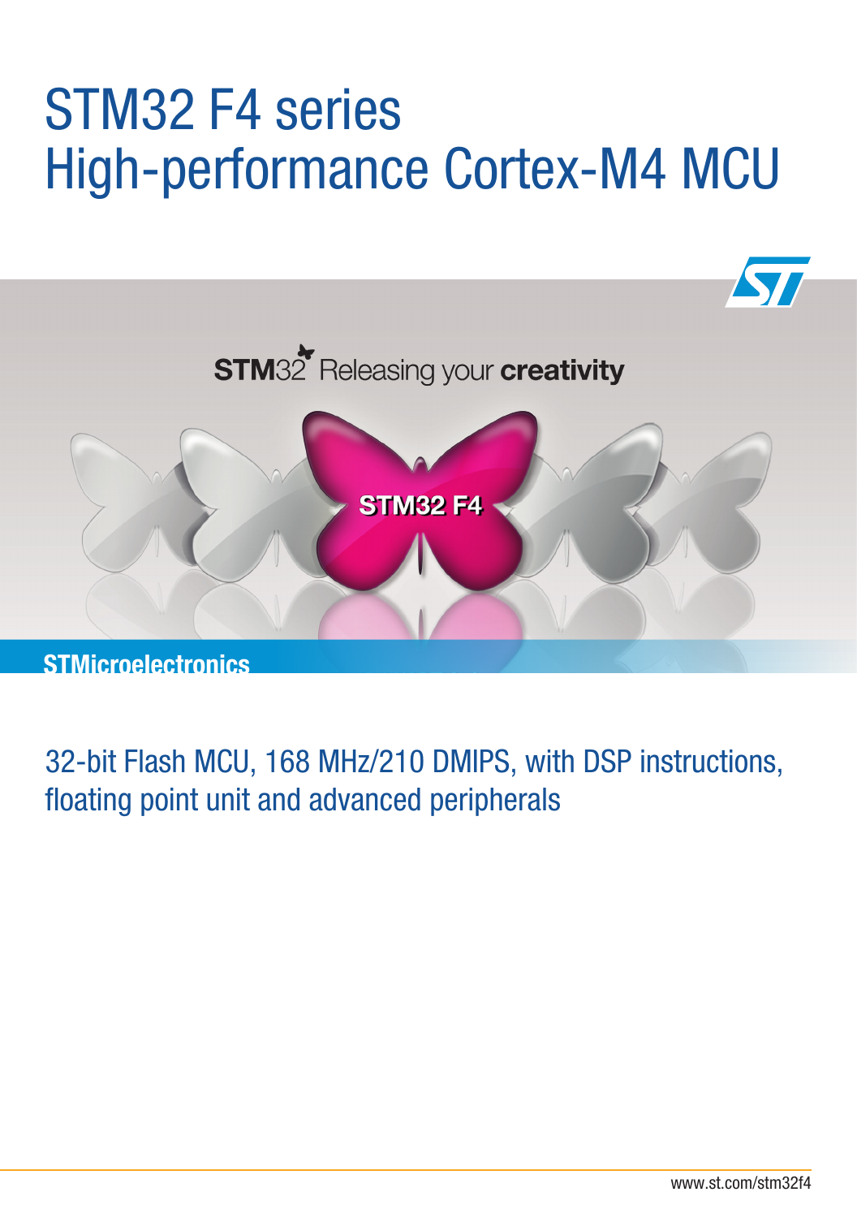# STM32 F4 series
# High-performance Cortex-M4 MCU

STM32 Releasing your **creativity**

STM32 F4

**STMicroelectronics**

## 32-bit Flash MCU, 168 MHz/210 DMIPS, with DSP instructions, floating point unit and advanced peripherals

www.st.com/stm32f4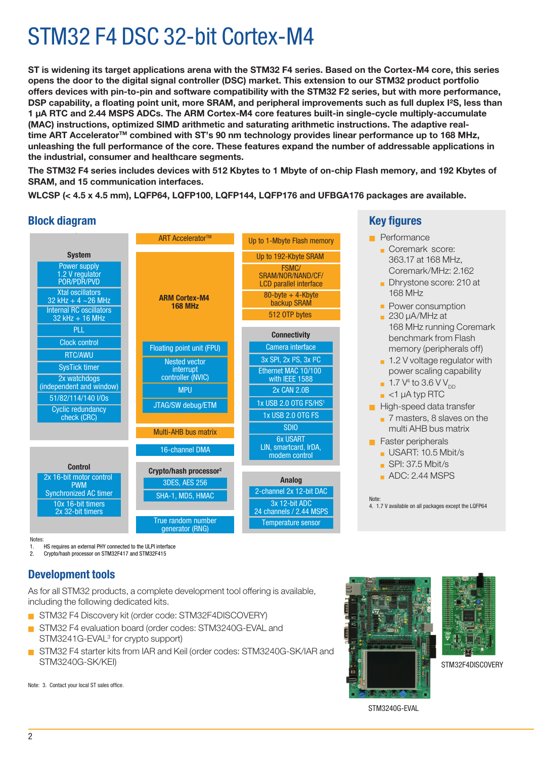# STM32 F4 DSC 32-bit Cortex-M4

**ST is widening its target applications arena with the STM32 F4 series. Based on the Cortex-M4 core, this series opens the door to the digital signal controller (DSC) market. This extension to our STM32 product portfolio offers devices with pin-to-pin and software compatibility with the STM32 F2 series, but with more performance, DSP capability, a floating point unit, more SRAM, and peripheral improvements such as full duplex I²S, less than 1 µA RTC and 2.44 MSPS ADCs. The ARM Cortex-M4 core features built-in single-cycle multiply-accumulate (MAC) instructions, optimized SIMD arithmetic and saturating arithmetic instructions. The adaptive real-time ART Accelerator™ combined with ST's 90 nm technology provides linear performance up to 168 MHz, unleashing the full performance of the core. These features expand the number of addressable applications in the industrial, consumer and healthcare segments.**

**The STM32 F4 series includes devices with 512 Kbytes to 1 Mbyte of on-chip Flash memory, and 192 Kbytes of SRAM, and 15 communication interfaces.**

**WLCSP (< 4.5 x 4.5 mm), LQFP64, LQFP100, LQFP144, LQFP176 and UFBGA176 packages are available.**

## Block diagram

**System**
- Power supply 1.2 V regulator POR/PDR/PVD
- Xtal oscillators 32 kHz + 4 ~26 MHz
- Internal RC oscillators 32 kHz + 16 MHz
- PLL
- Clock control
- RTC/AWU
- SysTick timer
- 2x watchdogs (independent and window)
- 51/82/114/140 I/Os
- Cyclic redundancy check (CRC)

**Control**
- 2x 16-bit motor control PWM Synchronized AC timer
- 10x 16-bit timers 2x 32-bit timers

**ART Accelerator™**

**ARM Cortex-M4 168 MHz**
- Floating point unit (FPU)
- Nested vector interrupt controller (NVIC)
- MPU
- JTAG/SW debug/ETM

**Multi-AHB bus matrix**

**16-channel DMA**

**Crypto/hash processor[2]**
- 3DES, AES 256
- SHA-1, MD5, HMAC

**True random number generator (RNG)**

**Memory**
- Up to 1-Mbyte Flash memory
- Up to 192-Kbyte SRAM
- FSMC/ SRAM/NOR/NAND/CF/ LCD parallel interface
- 80-byte + 4-Kbyte backup SRAM
- 512 OTP bytes

**Connectivity**
- Camera interface
- 3x SPI, 2x I²S, 3x I²C
- Ethernet MAC 10/100 with IEEE 1588
- 2x CAN 2.0B
- 1x USB 2.0 OTG FS/HS[1]
- 1x USB 2.0 OTG FS
- SDIO
- 6x USART LIN, smartcard, IrDA, modem control

**Analog**
- 2-channel 2x 12-bit DAC
- 3x 12-bit ADC 24 channels / 2.44 MSPS
- Temperature sensor

Notes:
1. HS requires an external PHY connected to the ULPI interface
2. Crypto/hash processor on STM32F417 and STM32F415

## Key figures

- Performance
  - Coremark score: 363.17 at 168 MHz, Coremark/MHz: 2.162
  - Dhrystone score: 210 at 168 MHz
- Power consumption
  - 230 µA/MHz at 168 MHz running Coremark benchmark from Flash memory (peripherals off)
  - 1.2 V voltage regulator with power scaling capability
  - 1.7 V[4] to 3.6 V $V_{DD}$
  - <1 µA typ RTC
- High-speed data transfer
  - 7 masters, 8 slaves on the multi AHB bus matrix
- Faster peripherals
  - USART: 10.5 Mbit/s
  - SPI: 37.5 Mbit/s
  - ADC: 2.44 MSPS

Note:
4. 1.7 V available on all packages except the LQFP64

## Development tools

As for all STM32 products, a complete development tool offering is available, including the following dedicated kits.

- STM32 F4 Discovery kit (order code: STM32F4DISCOVERY)
- STM32 F4 evaluation board (order codes: STM3240G-EVAL and STM3241G-EVAL[3] for crypto support)
- STM32 F4 starter kits from IAR and Keil (order codes: STM3240G-SK/IAR and STM3240G-SK/KEI)

Note: 3. Contact your local ST sales office.

STM3240G-EVAL

STM32F4DISCOVERY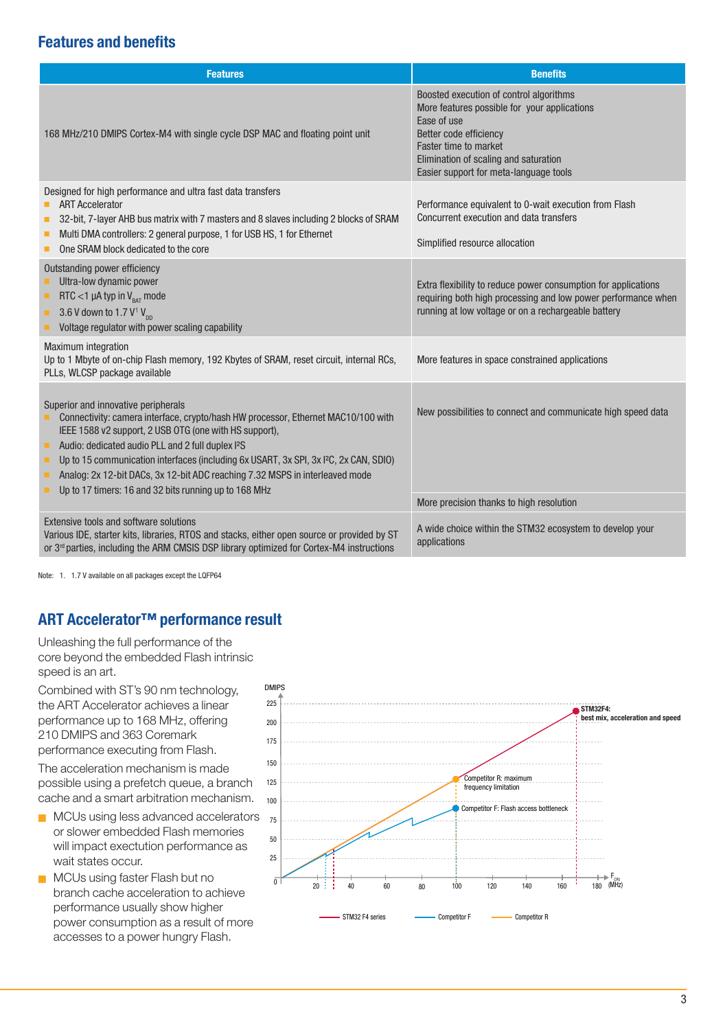## Features and benefits

| Features | Benefits |
| --- | --- |
| 168 MHz/210 DMIPS Cortex-M4 with single cycle DSP MAC and floating point unit | Boosted execution of control algorithms<br>More features possible for your applications<br>Ease of use<br>Better code efficiency<br>Faster time to market<br>Elimination of scaling and saturation<br>Easier support for meta-language tools |
| Designed for high performance and ultra fast data transfers<br>▪ ART Accelerator<br>▪ 32-bit, 7-layer AHB bus matrix with 7 masters and 8 slaves including 2 blocks of SRAM<br>▪ Multi DMA controllers: 2 general purpose, 1 for USB HS, 1 for Ethernet<br>▪ One SRAM block dedicated to the core | Performance equivalent to 0-wait execution from Flash<br>Concurrent execution and data transfers<br><br>Simplified resource allocation |
| Outstanding power efficiency<br>▪ Ultra-low dynamic power<br>▪ RTC <1 µA typ in $V_{BAT}$ mode<br>▪ 3.6 V down to 1.7 V[1] $V_{DD}$<br>▪ Voltage regulator with power scaling capability | Extra flexibility to reduce power consumption for applications requiring both high processing and low power performance when running at low voltage or on a rechargeable battery |
| Maximum integration<br>Up to 1 Mbyte of on-chip Flash memory, 192 Kbytes of SRAM, reset circuit, internal RCs, PLLs, WLCSP package available | More features in space constrained applications |
| Superior and innovative peripherals<br>▪ Connectivity: camera interface, crypto/hash HW processor, Ethernet MAC10/100 with IEEE 1588 v2 support, 2 USB OTG (one with HS support),<br>▪ Audio: dedicated audio PLL and 2 full duplex I²S<br>▪ Up to 15 communication interfaces (including 6x USART, 3x SPI, 3x I²C, 2x CAN, SDIO)<br>▪ Analog: 2x 12-bit DACs, 3x 12-bit ADC reaching 7.32 MSPS in interleaved mode<br>▪ Up to 17 timers: 16 and 32 bits running up to 168 MHz | New possibilities to connect and communicate high speed data<br><br>More precision thanks to high resolution |
| Extensive tools and software solutions<br>Various IDE, starter kits, libraries, RTOS and stacks, either open source or provided by ST or 3rd parties, including the ARM CMSIS DSP library optimized for Cortex-M4 instructions | A wide choice within the STM32 ecosystem to develop your applications |

Note: 1. 1.7 V available on all packages except the LQFP64

## ART Accelerator™ performance result

Unleashing the full performance of the core beyond the embedded Flash intrinsic speed is an art.

Combined with ST's 90 nm technology, the ART Accelerator achieves a linear performance up to 168 MHz, offering 210 DMIPS and 363 Coremark performance executing from Flash.

The acceleration mechanism is made possible using a prefetch queue, a branch cache and a smart arbitration mechanism.

- MCUs using less advanced accelerators or slower embedded Flash memories will impact exectution performance as wait states occur.
- MCUs using faster Flash but no branch cache acceleration to achieve performance usually show higher power consumption as a result of more accesses to a power hungry Flash.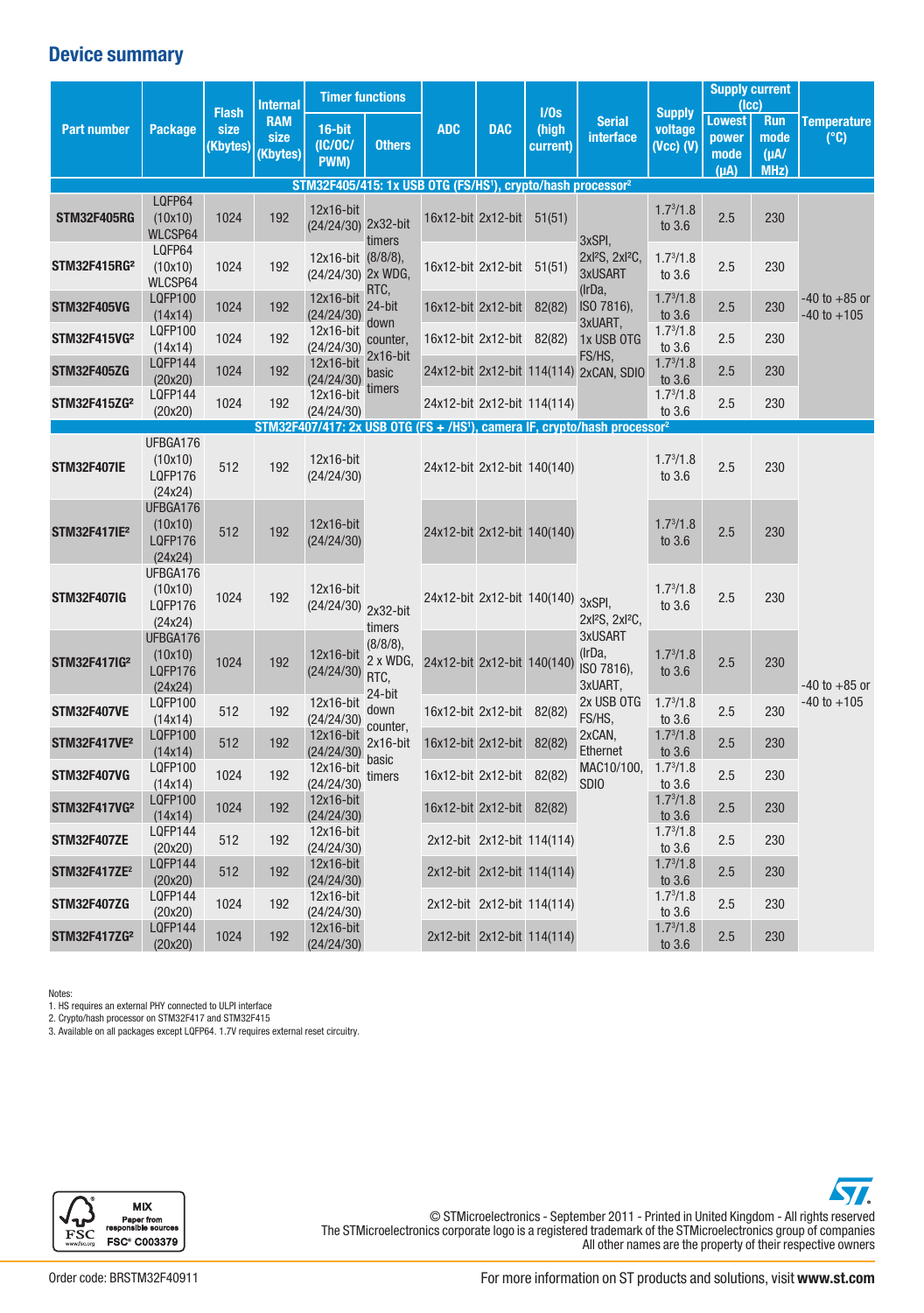## Device summary

| Part number | Package | Flash size (Kbytes) | Internal RAM size (Kbytes) | Timer functions | | ADC | DAC | I/Os (high current) | Serial interface | Supply voltage (Vcc) (V) | Supply current (Icc) | | Temperature (°C) |
|---|---|---|---|---|---|---|---|---|---|---|---|---|---|
| | | | | 16-bit (IC/OC/ PWM) | Others | | | | | | Lowest power mode (µA) | Run mode (µA/ MHz) | |
| **STM32F405/415: 1x USB OTG (FS/HS[1]), crypto/hash processor[2]** | | | | | | | | | | | | | |
| **STM32F405RG** | LQFP64 (10x10) WLCSP64 | 1024 | 192 | 12x16-bit (24/24/30) | 2x32-bit timers (8/8/8), 2x WDG, RTC, 24-bit down counter, 2x16-bit basic timers | 16x12-bit | 2x12-bit | 51(51) | 3xSPI, 2xI²S, 2xI²C, 3xUSART (IrDa, ISO 7816), 3xUART, 1x USB OTG FS/HS, 2xCAN, SDIO | 1.7[3]/1.8 to 3.6 | 2.5 | 230 | -40 to +85 or -40 to +105 |
| **STM32F415RG[2]** | LQFP64 (10x10) WLCSP64 | 1024 | 192 | 12x16-bit (24/24/30) | | 16x12-bit | 2x12-bit | 51(51) | | 1.7[3]/1.8 to 3.6 | 2.5 | 230 | |
| **STM32F405VG** | LQFP100 (14x14) | 1024 | 192 | 12x16-bit (24/24/30) | | 16x12-bit | 2x12-bit | 82(82) | | 1.7[3]/1.8 to 3.6 | 2.5 | 230 | |
| **STM32F415VG[2]** | LQFP100 (14x14) | 1024 | 192 | 12x16-bit (24/24/30) | | 16x12-bit | 2x12-bit | 82(82) | | 1.7[3]/1.8 to 3.6 | 2.5 | 230 | |
| **STM32F405ZG** | LQFP144 (20x20) | 1024 | 192 | 12x16-bit (24/24/30) | | 24x12-bit | 2x12-bit | 114(114) | | 1.7[3]/1.8 to 3.6 | 2.5 | 230 | |
| **STM32F415ZG[2]** | LQFP144 (20x20) | 1024 | 192 | 12x16-bit (24/24/30) | | 24x12-bit | 2x12-bit | 114(114) | | 1.7[3]/1.8 to 3.6 | 2.5 | 230 | |
| **STM32F407/417: 2x USB OTG (FS + /HS[1]), camera IF, crypto/hash processor[2]** | | | | | | | | | | | | | |
| **STM32F407IE** | UFBGA176 (10x10) LQFP176 (24x24) | 512 | 192 | 12x16-bit (24/24/30) | 2x32-bit timers (8/8/8), 2 x WDG, RTC, 24-bit down counter, 2x16-bit basic timers | 24x12-bit | 2x12-bit | 140(140) | 3xSPI, 2xI²S, 2xI²C, 3xUSART (IrDa, ISO 7816), 3xUART, 2x USB OTG FS/HS, 2xCAN, Ethernet MAC10/100, SDIO | 1.7[3]/1.8 to 3.6 | 2.5 | 230 | -40 to +85 or -40 to +105 |
| **STM32F417IE[2]** | UFBGA176 (10x10) LQFP176 (24x24) | 512 | 192 | 12x16-bit (24/24/30) | | 24x12-bit | 2x12-bit | 140(140) | | 1.7[3]/1.8 to 3.6 | 2.5 | 230 | |
| **STM32F407IG** | UFBGA176 (10x10) LQFP176 (24x24) | 1024 | 192 | 12x16-bit (24/24/30) | | 24x12-bit | 2x12-bit | 140(140) | | 1.7[3]/1.8 to 3.6 | 2.5 | 230 | |
| **STM32F417IG[2]** | UFBGA176 (10x10) LQFP176 (24x24) | 1024 | 192 | 12x16-bit (24/24/30) | | 24x12-bit | 2x12-bit | 140(140) | | 1.7[3]/1.8 to 3.6 | 2.5 | 230 | |
| **STM32F407VE** | LQFP100 (14x14) | 512 | 192 | 12x16-bit (24/24/30) | | 16x12-bit | 2x12-bit | 82(82) | | 1.7[3]/1.8 to 3.6 | 2.5 | 230 | |
| **STM32F417VE[2]** | LQFP100 (14x14) | 512 | 192 | 12x16-bit (24/24/30) | | 16x12-bit | 2x12-bit | 82(82) | | 1.7[3]/1.8 to 3.6 | 2.5 | 230 | |
| **STM32F407VG** | LQFP100 (14x14) | 1024 | 192 | 12x16-bit (24/24/30) | | 16x12-bit | 2x12-bit | 82(82) | | 1.7[3]/1.8 to 3.6 | 2.5 | 230 | |
| **STM32F417VG[2]** | LQFP100 (14x14) | 1024 | 192 | 12x16-bit (24/24/30) | | 16x12-bit | 2x12-bit | 82(82) | | 1.7[3]/1.8 to 3.6 | 2.5 | 230 | |
| **STM32F407ZE** | LQFP144 (20x20) | 512 | 192 | 12x16-bit (24/24/30) | | 2x12-bit | 2x12-bit | 114(114) | | 1.7[3]/1.8 to 3.6 | 2.5 | 230 | |
| **STM32F417ZE[2]** | LQFP144 (20x20) | 512 | 192 | 12x16-bit (24/24/30) | | 2x12-bit | 2x12-bit | 114(114) | | 1.7[3]/1.8 to 3.6 | 2.5 | 230 | |
| **STM32F407ZG** | LQFP144 (20x20) | 1024 | 192 | 12x16-bit (24/24/30) | | 2x12-bit | 2x12-bit | 114(114) | | 1.7[3]/1.8 to 3.6 | 2.5 | 230 | |
| **STM32F417ZG[2]** | LQFP144 (20x20) | 1024 | 192 | 12x16-bit (24/24/30) | | 2x12-bit | 2x12-bit | 114(114) | | 1.7[3]/1.8 to 3.6 | 2.5 | 230 | |

Notes:
1. HS requires an external PHY connected to ULPI interface
2. Crypto/hash processor on STM32F417 and STM32F415
3. Available on all packages except LQFP64. 1.7V requires external reset circuitry.

MIX Paper from responsible sources FSC® C003379

© STMicroelectronics - September 2011 - Printed in United Kingdom - All rights reserved
The STMicroelectronics corporate logo is a registered trademark of the STMicroelectronics group of companies
All other names are the property of their respective owners

Order code: BRSTM32F40911

For more information on ST products and solutions, visit **www.st.com**